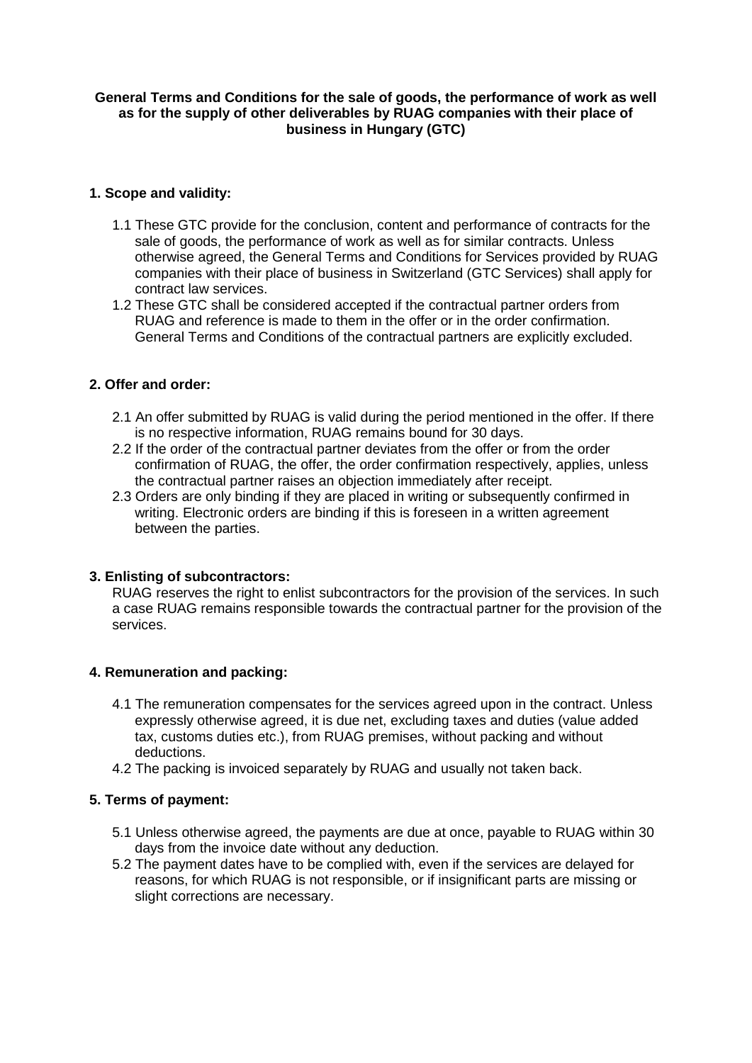**General Terms and Conditions for the sale of goods, the performance of work as well as for the supply of other deliverables by RUAG companies with their place of business in Hungary (GTC)**

## 1. Scope and validity:

1.1 These GTC provide for the conclusion, content and performance of contracts for the sale of goods, the performance of work as well as for similar contracts. Unless otherwise agreed, the General Terms and Conditions for Services provided by RUAG companies with their place of business in Switzerland (GTC Services) shall apply for contract law services.

1.2 These GTC shall be considered accepted if the contractual partner orders from RUAG and reference is made to them in the offer or in the order confirmation. General Terms and Conditions of the contractual partners are explicitly excluded.

## 2. Offer and order:

2.1 An offer submitted by RUAG is valid during the period mentioned in the offer. If there is no respective information, RUAG remains bound for 30 days.

2.2 If the order of the contractual partner deviates from the offer or from the order confirmation of RUAG, the offer, the order confirmation respectively, applies, unless the contractual partner raises an objection immediately after receipt.

2.3 Orders are only binding if they are placed in writing or subsequently confirmed in writing. Electronic orders are binding if this is foreseen in a written agreement between the parties.

## 3. Enlisting of subcontractors:

RUAG reserves the right to enlist subcontractors for the provision of the services. In such a case RUAG remains responsible towards the contractual partner for the provision of the services.

## 4. Remuneration and packing:

4.1 The remuneration compensates for the services agreed upon in the contract. Unless expressly otherwise agreed, it is due net, excluding taxes and duties (value added tax, customs duties etc.), from RUAG premises, without packing and without deductions.

4.2 The packing is invoiced separately by RUAG and usually not taken back.

## 5. Terms of payment:

5.1 Unless otherwise agreed, the payments are due at once, payable to RUAG within 30 days from the invoice date without any deduction.

5.2 The payment dates have to be complied with, even if the services are delayed for reasons, for which RUAG is not responsible, or if insignificant parts are missing or slight corrections are necessary.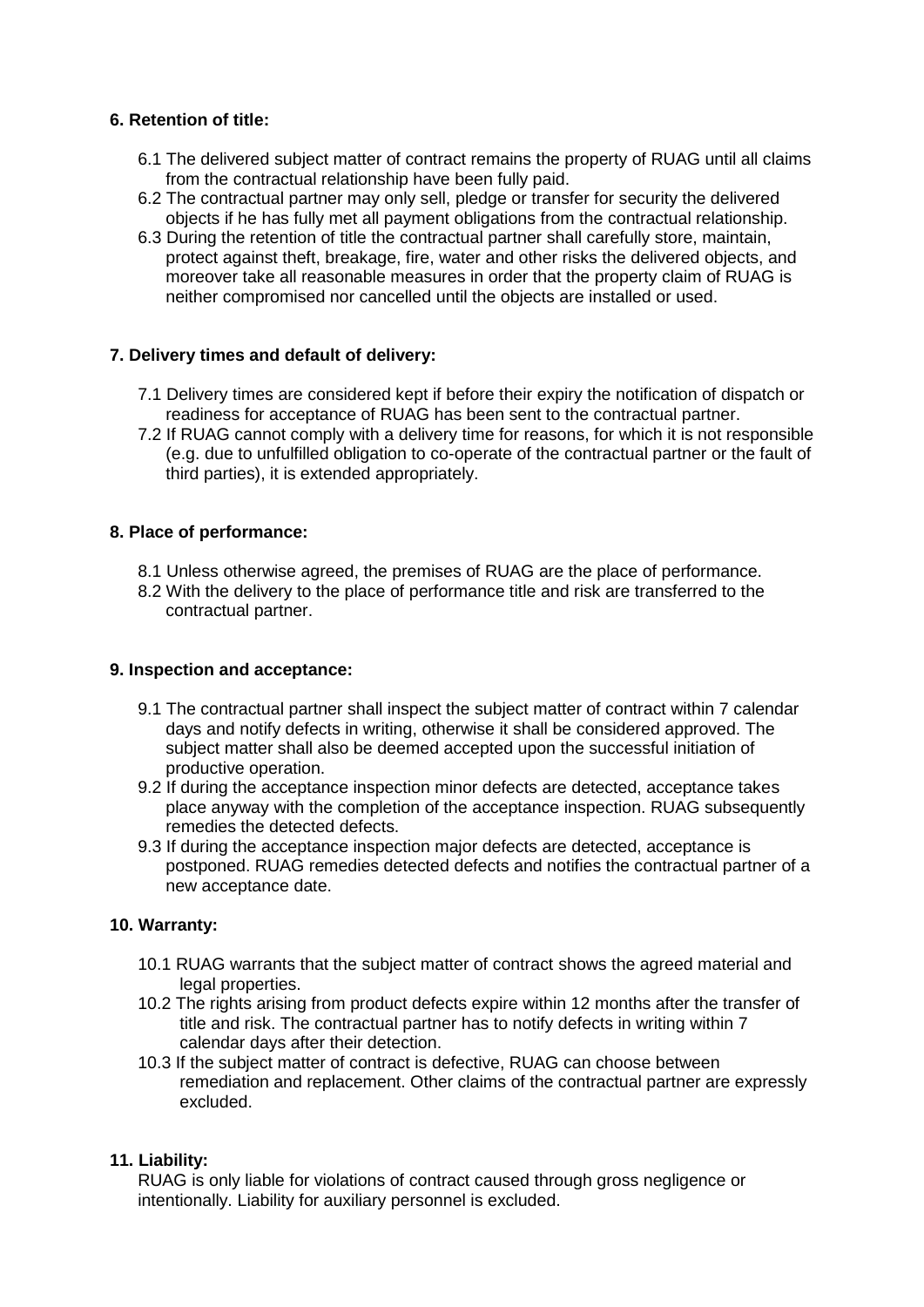**6. Retention of title:**

6.1 The delivered subject matter of contract remains the property of RUAG until all claims from the contractual relationship have been fully paid.
6.2 The contractual partner may only sell, pledge or transfer for security the delivered objects if he has fully met all payment obligations from the contractual relationship.
6.3 During the retention of title the contractual partner shall carefully store, maintain, protect against theft, breakage, fire, water and other risks the delivered objects, and moreover take all reasonable measures in order that the property claim of RUAG is neither compromised nor cancelled until the objects are installed or used.

**7. Delivery times and default of delivery:**

7.1 Delivery times are considered kept if before their expiry the notification of dispatch or readiness for acceptance of RUAG has been sent to the contractual partner.
7.2 If RUAG cannot comply with a delivery time for reasons, for which it is not responsible (e.g. due to unfulfilled obligation to co-operate of the contractual partner or the fault of third parties), it is extended appropriately.

**8. Place of performance:**

8.1 Unless otherwise agreed, the premises of RUAG are the place of performance.
8.2 With the delivery to the place of performance title and risk are transferred to the contractual partner.

**9. Inspection and acceptance:**

9.1 The contractual partner shall inspect the subject matter of contract within 7 calendar days and notify defects in writing, otherwise it shall be considered approved. The subject matter shall also be deemed accepted upon the successful initiation of productive operation.
9.2 If during the acceptance inspection minor defects are detected, acceptance takes place anyway with the completion of the acceptance inspection. RUAG subsequently remedies the detected defects.
9.3 If during the acceptance inspection major defects are detected, acceptance is postponed. RUAG remedies detected defects and notifies the contractual partner of a new acceptance date.

**10. Warranty:**

10.1 RUAG warrants that the subject matter of contract shows the agreed material and legal properties.
10.2 The rights arising from product defects expire within 12 months after the transfer of title and risk. The contractual partner has to notify defects in writing within 7 calendar days after their detection.
10.3 If the subject matter of contract is defective, RUAG can choose between remediation and replacement. Other claims of the contractual partner are expressly excluded.

**11. Liability:**

RUAG is only liable for violations of contract caused through gross negligence or intentionally. Liability for auxiliary personnel is excluded.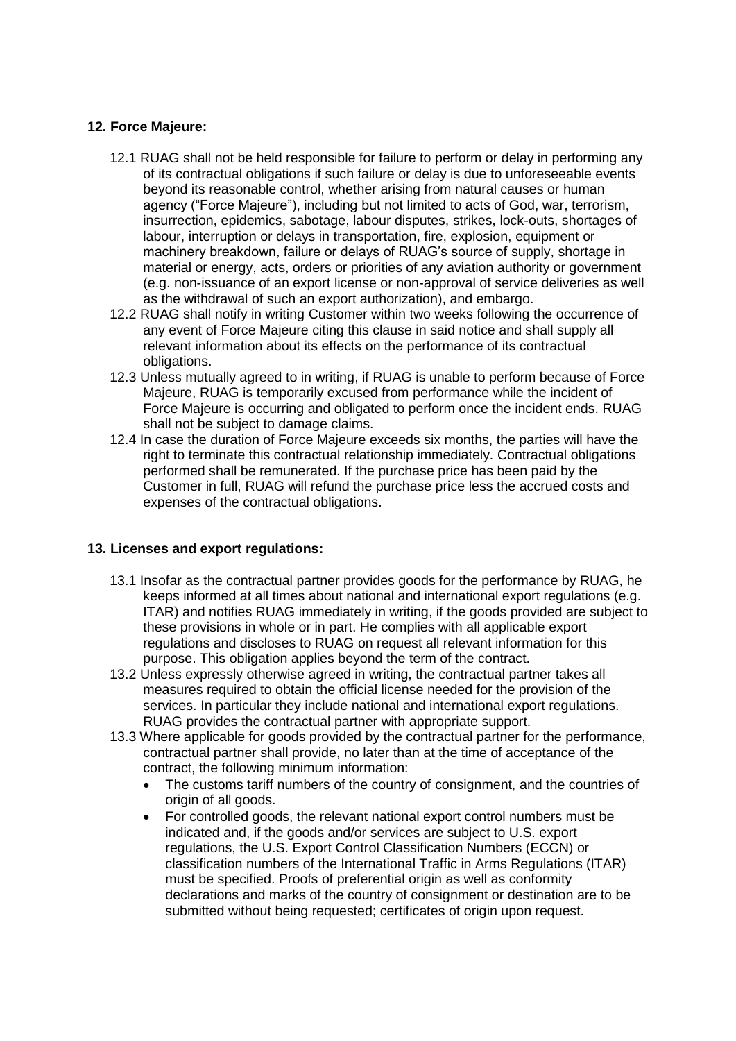### 12. Force Majeure:

12.1 RUAG shall not be held responsible for failure to perform or delay in performing any of its contractual obligations if such failure or delay is due to unforeseeable events beyond its reasonable control, whether arising from natural causes or human agency ("Force Majeure"), including but not limited to acts of God, war, terrorism, insurrection, epidemics, sabotage, labour disputes, strikes, lock-outs, shortages of labour, interruption or delays in transportation, fire, explosion, equipment or machinery breakdown, failure or delays of RUAG's source of supply, shortage in material or energy, acts, orders or priorities of any aviation authority or government (e.g. non-issuance of an export license or non-approval of service deliveries as well as the withdrawal of such an export authorization), and embargo.

12.2 RUAG shall notify in writing Customer within two weeks following the occurrence of any event of Force Majeure citing this clause in said notice and shall supply all relevant information about its effects on the performance of its contractual obligations.

12.3 Unless mutually agreed to in writing, if RUAG is unable to perform because of Force Majeure, RUAG is temporarily excused from performance while the incident of Force Majeure is occurring and obligated to perform once the incident ends. RUAG shall not be subject to damage claims.

12.4 In case the duration of Force Majeure exceeds six months, the parties will have the right to terminate this contractual relationship immediately. Contractual obligations performed shall be remunerated. If the purchase price has been paid by the Customer in full, RUAG will refund the purchase price less the accrued costs and expenses of the contractual obligations.

### 13. Licenses and export regulations:

13.1 Insofar as the contractual partner provides goods for the performance by RUAG, he keeps informed at all times about national and international export regulations (e.g. ITAR) and notifies RUAG immediately in writing, if the goods provided are subject to these provisions in whole or in part. He complies with all applicable export regulations and discloses to RUAG on request all relevant information for this purpose. This obligation applies beyond the term of the contract.

13.2 Unless expressly otherwise agreed in writing, the contractual partner takes all measures required to obtain the official license needed for the provision of the services. In particular they include national and international export regulations. RUAG provides the contractual partner with appropriate support.

13.3 Where applicable for goods provided by the contractual partner for the performance, contractual partner shall provide, no later than at the time of acceptance of the contract, the following minimum information:

- The customs tariff numbers of the country of consignment, and the countries of origin of all goods.
- For controlled goods, the relevant national export control numbers must be indicated and, if the goods and/or services are subject to U.S. export regulations, the U.S. Export Control Classification Numbers (ECCN) or classification numbers of the International Traffic in Arms Regulations (ITAR) must be specified. Proofs of preferential origin as well as conformity declarations and marks of the country of consignment or destination are to be submitted without being requested; certificates of origin upon request.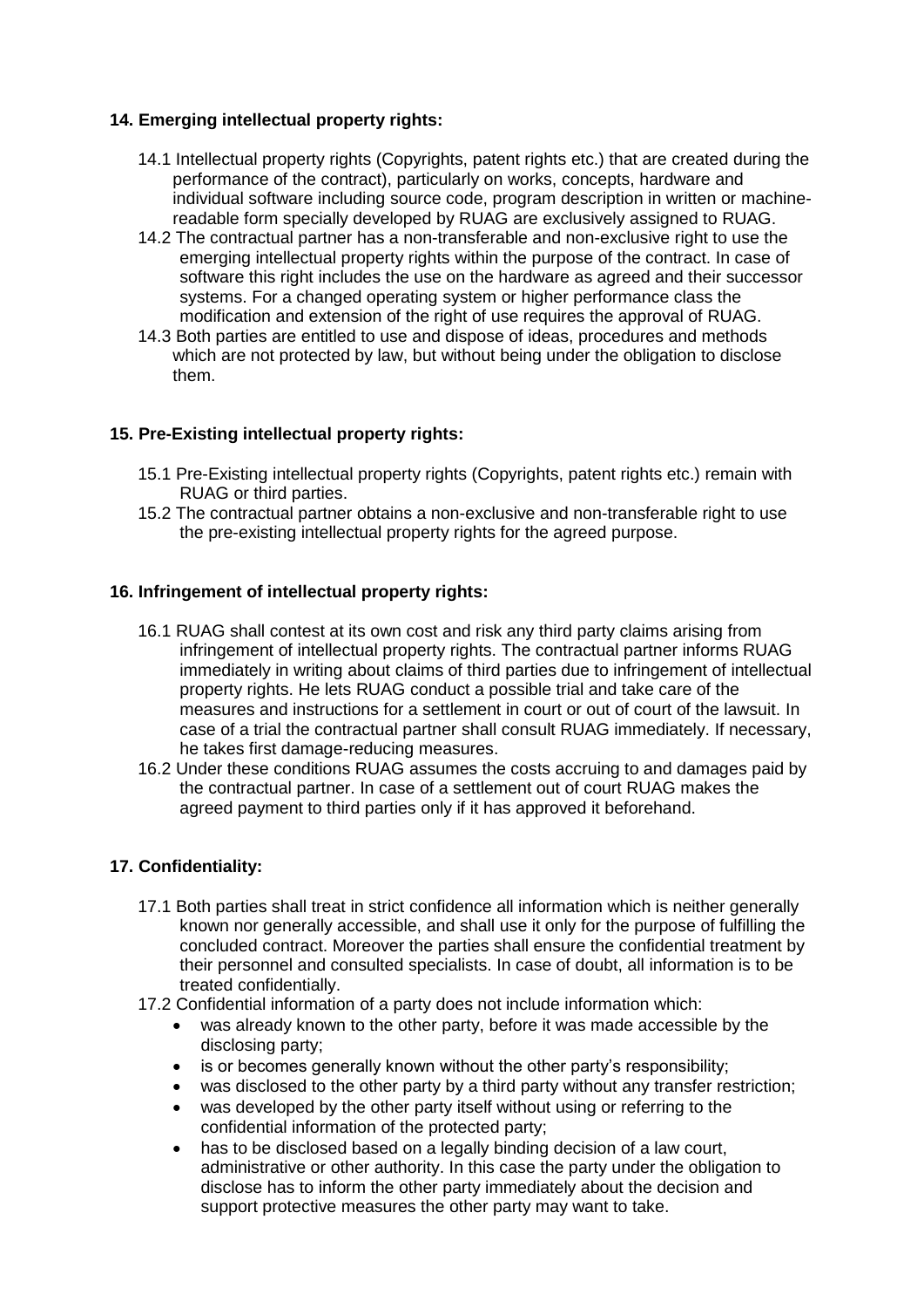## 14. Emerging intellectual property rights:

14.1 Intellectual property rights (Copyrights, patent rights etc.) that are created during the performance of the contract), particularly on works, concepts, hardware and individual software including source code, program description in written or machine-readable form specially developed by RUAG are exclusively assigned to RUAG.

14.2 The contractual partner has a non-transferable and non-exclusive right to use the emerging intellectual property rights within the purpose of the contract. In case of software this right includes the use on the hardware as agreed and their successor systems. For a changed operating system or higher performance class the modification and extension of the right of use requires the approval of RUAG.

14.3 Both parties are entitled to use and dispose of ideas, procedures and methods which are not protected by law, but without being under the obligation to disclose them.

## 15. Pre-Existing intellectual property rights:

15.1 Pre-Existing intellectual property rights (Copyrights, patent rights etc.) remain with RUAG or third parties.

15.2 The contractual partner obtains a non-exclusive and non-transferable right to use the pre-existing intellectual property rights for the agreed purpose.

## 16. Infringement of intellectual property rights:

16.1 RUAG shall contest at its own cost and risk any third party claims arising from infringement of intellectual property rights. The contractual partner informs RUAG immediately in writing about claims of third parties due to infringement of intellectual property rights. He lets RUAG conduct a possible trial and take care of the measures and instructions for a settlement in court or out of court of the lawsuit. In case of a trial the contractual partner shall consult RUAG immediately. If necessary, he takes first damage-reducing measures.

16.2 Under these conditions RUAG assumes the costs accruing to and damages paid by the contractual partner. In case of a settlement out of court RUAG makes the agreed payment to third parties only if it has approved it beforehand.

## 17. Confidentiality:

17.1 Both parties shall treat in strict confidence all information which is neither generally known nor generally accessible, and shall use it only for the purpose of fulfilling the concluded contract. Moreover the parties shall ensure the confidential treatment by their personnel and consulted specialists. In case of doubt, all information is to be treated confidentially.

17.2 Confidential information of a party does not include information which:

- was already known to the other party, before it was made accessible by the disclosing party;
- is or becomes generally known without the other party's responsibility;
- was disclosed to the other party by a third party without any transfer restriction;
- was developed by the other party itself without using or referring to the confidential information of the protected party;
- has to be disclosed based on a legally binding decision of a law court, administrative or other authority. In this case the party under the obligation to disclose has to inform the other party immediately about the decision and support protective measures the other party may want to take.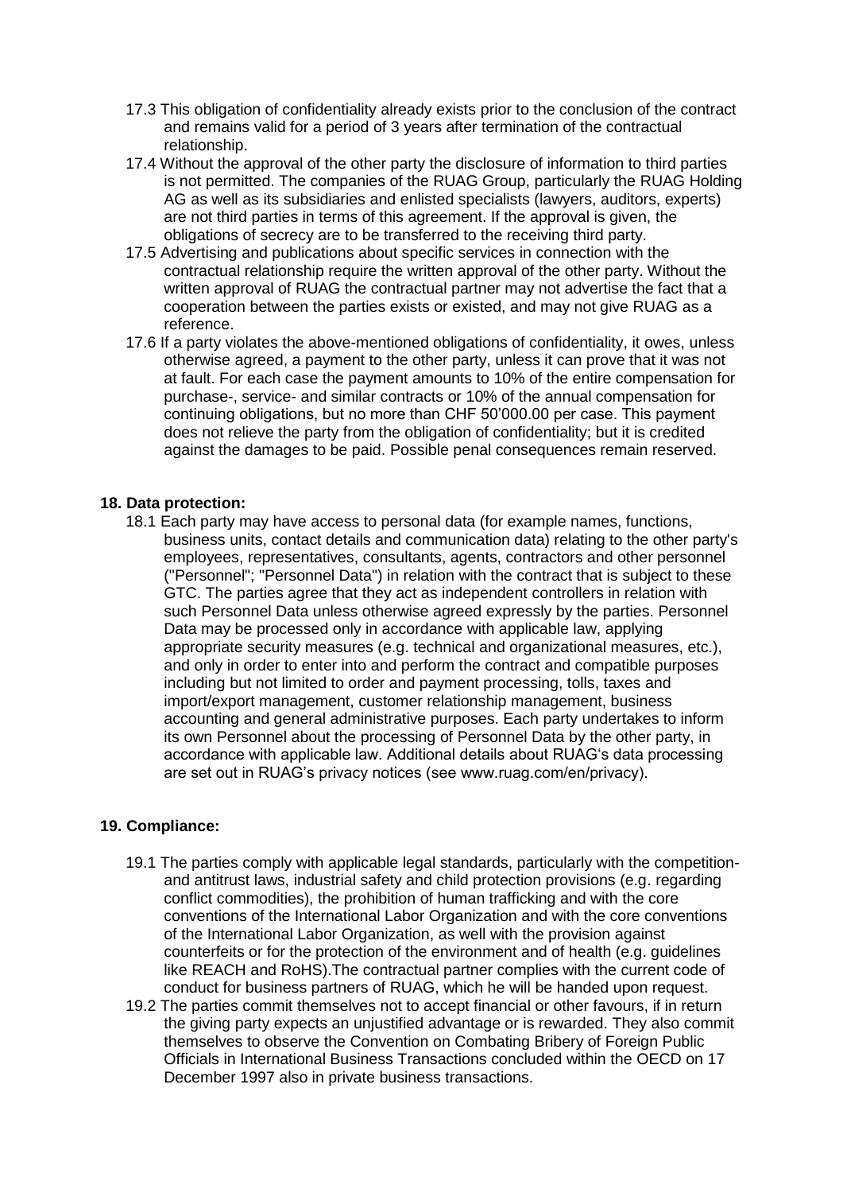17.3 This obligation of confidentiality already exists prior to the conclusion of the contract and remains valid for a period of 3 years after termination of the contractual relationship.

17.4 Without the approval of the other party the disclosure of information to third parties is not permitted. The companies of the RUAG Group, particularly the RUAG Holding AG as well as its subsidiaries and enlisted specialists (lawyers, auditors, experts) are not third parties in terms of this agreement. If the approval is given, the obligations of secrecy are to be transferred to the receiving third party.

17.5 Advertising and publications about specific services in connection with the contractual relationship require the written approval of the other party. Without the written approval of RUAG the contractual partner may not advertise the fact that a cooperation between the parties exists or existed, and may not give RUAG as a reference.

17.6 If a party violates the above-mentioned obligations of confidentiality, it owes, unless otherwise agreed, a payment to the other party, unless it can prove that it was not at fault. For each case the payment amounts to 10% of the entire compensation for purchase-, service- and similar contracts or 10% of the annual compensation for continuing obligations, but no more than CHF 50'000.00 per case. This payment does not relieve the party from the obligation of confidentiality; but it is credited against the damages to be paid. Possible penal consequences remain reserved.

## 18. Data protection:

18.1 Each party may have access to personal data (for example names, functions, business units, contact details and communication data) relating to the other party's employees, representatives, consultants, agents, contractors and other personnel ("Personnel"; "Personnel Data") in relation with the contract that is subject to these GTC. The parties agree that they act as independent controllers in relation with such Personnel Data unless otherwise agreed expressly by the parties. Personnel Data may be processed only in accordance with applicable law, applying appropriate security measures (e.g. technical and organizational measures, etc.), and only in order to enter into and perform the contract and compatible purposes including but not limited to order and payment processing, tolls, taxes and import/export management, customer relationship management, business accounting and general administrative purposes. Each party undertakes to inform its own Personnel about the processing of Personnel Data by the other party, in accordance with applicable law. Additional details about RUAG's data processing are set out in RUAG's privacy notices (see www.ruag.com/en/privacy).

## 19. Compliance:

19.1 The parties comply with applicable legal standards, particularly with the competition- and antitrust laws, industrial safety and child protection provisions (e.g. regarding conflict commodities), the prohibition of human trafficking and with the core conventions of the International Labor Organization and with the core conventions of the International Labor Organization, as well with the provision against counterfeits or for the protection of the environment and of health (e.g. guidelines like REACH and RoHS).The contractual partner complies with the current code of conduct for business partners of RUAG, which he will be handed upon request.

19.2 The parties commit themselves not to accept financial or other favours, if in return the giving party expects an unjustified advantage or is rewarded. They also commit themselves to observe the Convention on Combating Bribery of Foreign Public Officials in International Business Transactions concluded within the OECD on 17 December 1997 also in private business transactions.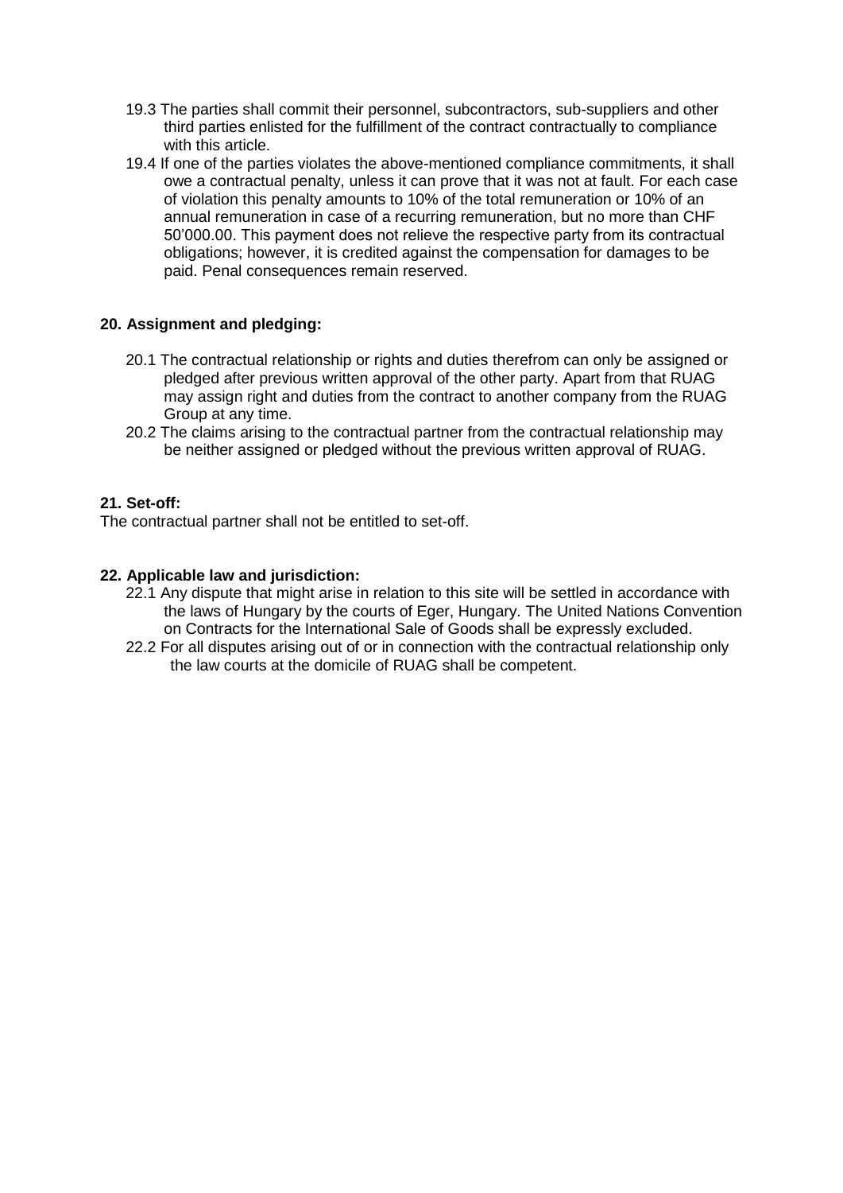19.3 The parties shall commit their personnel, subcontractors, sub-suppliers and other third parties enlisted for the fulfillment of the contract contractually to compliance with this article.

19.4 If one of the parties violates the above-mentioned compliance commitments, it shall owe a contractual penalty, unless it can prove that it was not at fault. For each case of violation this penalty amounts to 10% of the total remuneration or 10% of an annual remuneration in case of a recurring remuneration, but no more than CHF 50'000.00. This payment does not relieve the respective party from its contractual obligations; however, it is credited against the compensation for damages to be paid. Penal consequences remain reserved.

## 20. Assignment and pledging:

20.1 The contractual relationship or rights and duties therefrom can only be assigned or pledged after previous written approval of the other party. Apart from that RUAG may assign right and duties from the contract to another company from the RUAG Group at any time.

20.2 The claims arising to the contractual partner from the contractual relationship may be neither assigned or pledged without the previous written approval of RUAG.

## 21. Set-off:

The contractual partner shall not be entitled to set-off.

## 22. Applicable law and jurisdiction:

22.1 Any dispute that might arise in relation to this site will be settled in accordance with the laws of Hungary by the courts of Eger, Hungary. The United Nations Convention on Contracts for the International Sale of Goods shall be expressly excluded.

22.2 For all disputes arising out of or in connection with the contractual relationship only the law courts at the domicile of RUAG shall be competent.